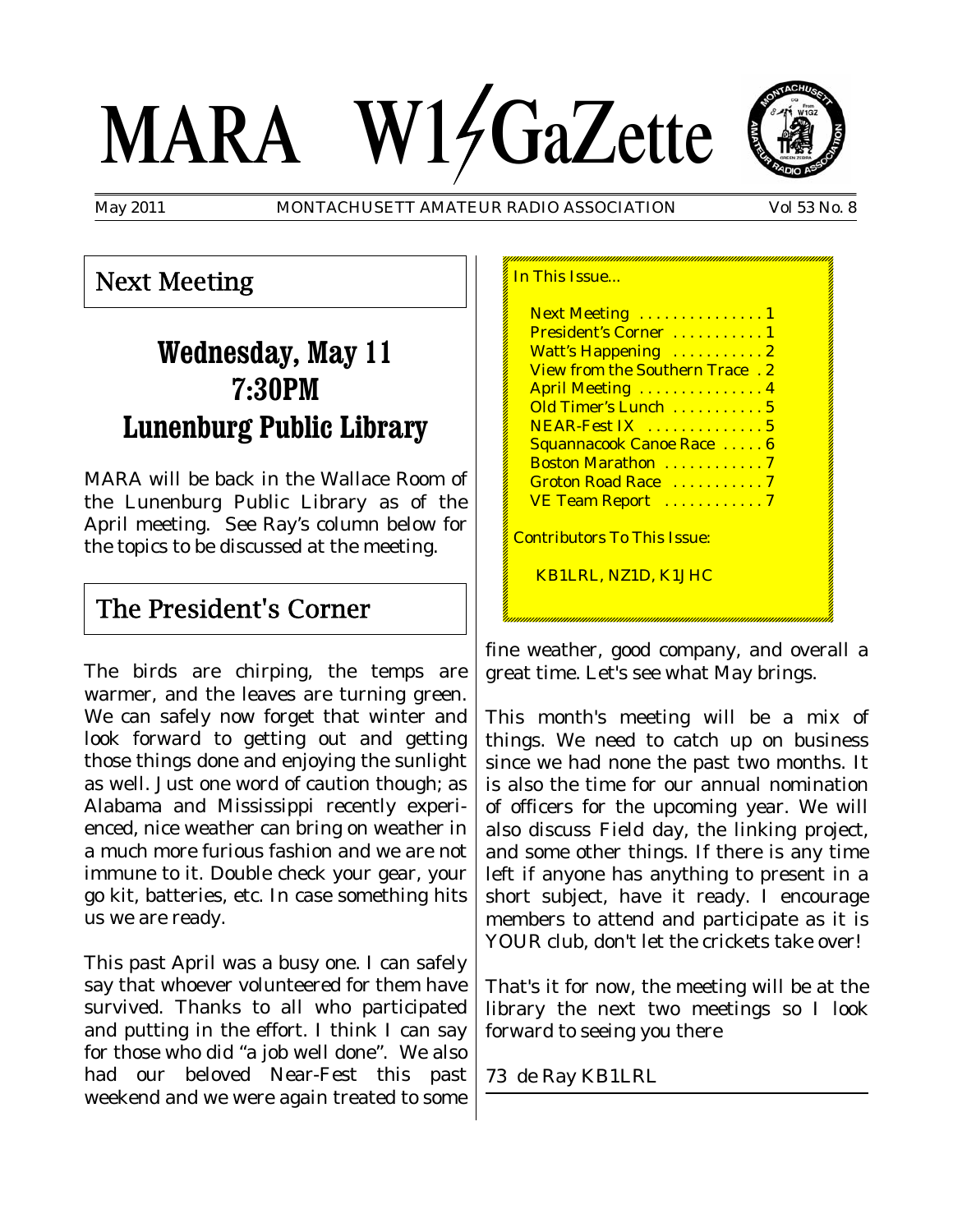# MARA W1GaZette

May 2011 MONTACHUSETT AMATEUR RADIO ASSOCIATION Vol 53 No. 8

## Next Meeting

### Wednesday, May 11
### 7:30PM
### Lunenburg Public Library

MARA will be back in the Wallace Room of the Lunenburg Public Library as of the April meeting. See Ray's column below for the topics to be discussed at the meeting.

## The President's Corner

The birds are chirping, the temps are warmer, and the leaves are turning green. We can safely now forget that winter and look forward to getting out and getting those things done and enjoying the sunlight as well. Just one word of caution though; as Alabama and Mississippi recently experienced, nice weather can bring on weather in a much more furious fashion and we are not immune to it. Double check your gear, your go kit, batteries, etc. In case something hits us we are ready.

This past April was a busy one. I can safely say that whoever volunteered for them have survived. Thanks to all who participated and putting in the effort. I think I can say for those who did "a job well done". We also had our beloved Near-Fest this past weekend and we were again treated to some fine weather, good company, and overall a great time. Let's see what May brings.

This month's meeting will be a mix of things. We need to catch up on business since we had none the past two months. It is also the time for our annual nomination of officers for the upcoming year. We will also discuss Field day, the linking project, and some other things. If there is any time left if anyone has anything to present in a short subject, have it ready. I encourage members to attend and participate as it is YOUR club, don't let the crickets take over!

That's it for now, the meeting will be at the library the next two meetings so I look forward to seeing you there

73 de Ray KB1LRL

---

In This Issue...

- Next Meeting . . . . . . . . . . . . . . 1
- President's Corner . . . . . . . . . . . 1
- Watt's Happening . . . . . . . . . . . 2
- View from the Southern Trace . 2
- April Meeting . . . . . . . . . . . . . . 4
- Old Timer's Lunch . . . . . . . . . . . 5
- NEAR-Fest IX . . . . . . . . . . . . . 5
- Squannacook Canoe Race . . . . . 6
- Boston Marathon . . . . . . . . . . . 7
- Groton Road Race . . . . . . . . . . 7
- VE Team Report . . . . . . . . . . . 7

Contributors To This Issue:

KB1LRL, NZ1D, K1JHC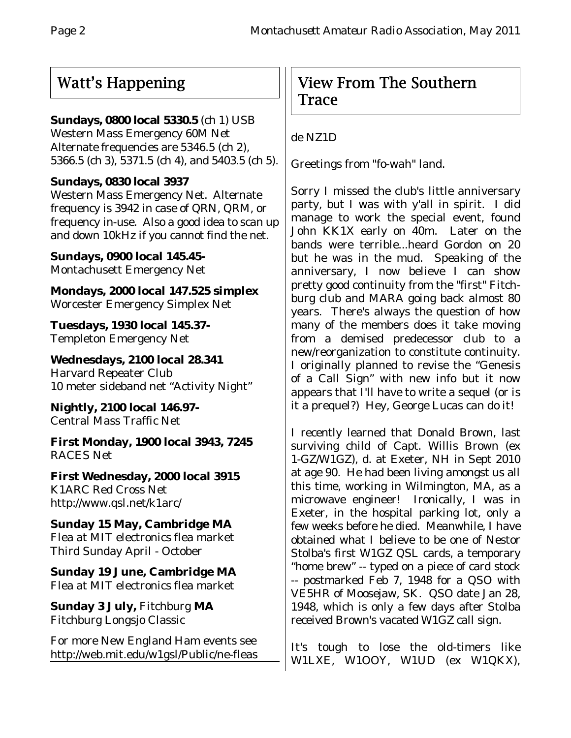## Watt's Happening

**Sundays, 0800 local 5330.5** (ch 1) USB
Western Mass Emergency 60M Net
Alternate frequencies are 5346.5 (ch 2), 5366.5 (ch 3), 5371.5 (ch 4), and 5403.5 (ch 5).

**Sundays, 0830 local 3937**
Western Mass Emergency Net. Alternate frequency is 3942 in case of QRN, QRM, or frequency in-use. Also a good idea to scan up and down 10kHz if you cannot find the net.

**Sundays, 0900 local 145.45-**
Montachusett Emergency Net

**Mondays, 2000 local 147.525 simplex**
Worcester Emergency Simplex Net

**Tuesdays, 1930 local 145.37-**
Templeton Emergency Net

**Wednesdays, 2100 local 28.341**
Harvard Repeater Club
10 meter sideband net "Activity Night"

**Nightly, 2100 local 146.97-**
Central Mass Traffic Net

**First Monday, 1900 local 3943, 7245**
RACES Net

**First Wednesday, 2000 local 3915**
K1ARC Red Cross Net
http://www.qsl.net/k1arc/

**Sunday 15 May, Cambridge MA**
Flea at MIT electronics flea market
Third Sunday April - October

**Sunday 19 June, Cambridge MA**
Flea at MIT electronics flea market

**Sunday 3 July,** Fitchburg **MA**
Fitchburg Longsjo Classic

For more New England Ham events see
http://web.mit.edu/w1gsl/Public/ne-fleas

## View From The Southern Trace

de NZ1D

Greetings from "fo-wah" land.

Sorry I missed the club's little anniversary party, but I was with y'all in spirit. I did manage to work the special event, found John KK1X early on 40m. Later on the bands were terrible...heard Gordon on 20 but he was in the mud. Speaking of the anniversary, I now believe I can show pretty good continuity from the "first" Fitchburg club and MARA going back almost 80 years. There's always the question of how many of the members does it take moving from a demised predecessor club to a new/reorganization to constitute continuity. I originally planned to revise the "Genesis of a Call Sign" with new info but it now appears that I'll have to write a sequel (or is it a prequel?) Hey, George Lucas can do it!

I recently learned that Donald Brown, last surviving child of Capt. Willis Brown (ex 1-GZ/W1GZ), d. at Exeter, NH in Sept 2010 at age 90. He had been living amongst us all this time, working in Wilmington, MA, as a microwave engineer! Ironically, I was in Exeter, in the hospital parking lot, only a few weeks before he died. Meanwhile, I have obtained what I believe to be one of Nestor Stolba's first W1GZ QSL cards, a temporary "home brew" -- typed on a piece of card stock -- postmarked Feb 7, 1948 for a QSO with VE5HR of Moosejaw, SK. QSO date Jan 28, 1948, which is only a few days after Stolba received Brown's vacated W1GZ call sign.

It's tough to lose the old-timers like W1LXE, W1OOY, W1UD (ex W1QKX),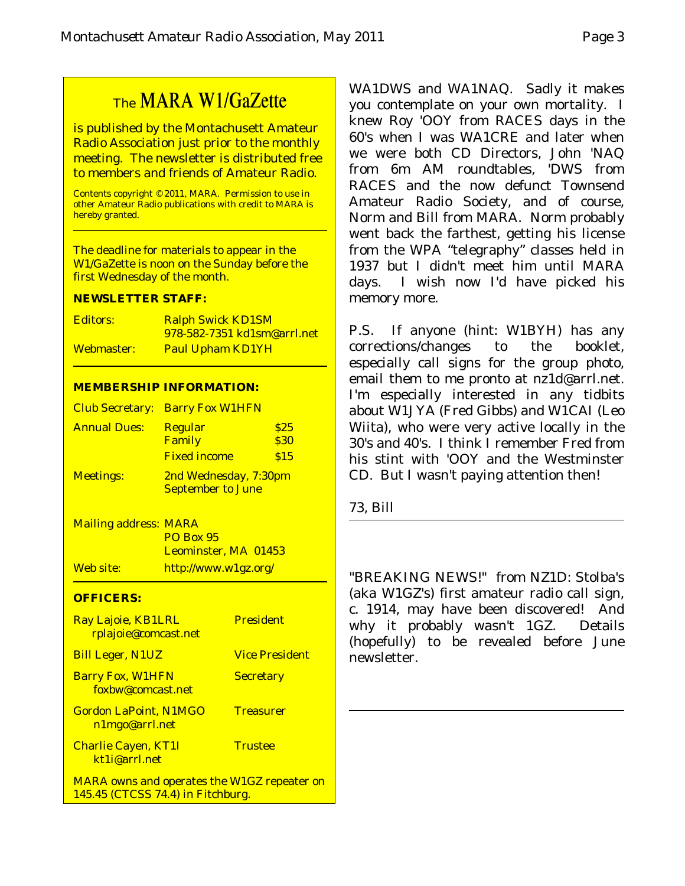## The MARA W1/GaZette

is published by the Montachusett Amateur Radio Association just prior to the monthly meeting. The newsletter is distributed free to members and friends of Amateur Radio.

Contents copyright © 2011, MARA. Permission to use in other Amateur Radio publications with credit to MARA is hereby granted.

---

The deadline for materials to appear in the W1/GaZette is noon on the Sunday before the first Wednesday of the month.

**NEWSLETTER STAFF:**

| | |
|---|---|
| Editors: | Ralph Swick KD1SM<br>978-582-7351 kd1sm@arrl.net |
| Webmaster: | Paul Upham KD1YH |

---

**MEMBERSHIP INFORMATION:**

| | | |
|---|---|---|
| Club Secretary: | Barry Fox W1HFN | |
| Annual Dues: | Regular | $25 |
| | Family | $30 |
| | Fixed income | $15 |
| Meetings: | 2nd Wednesday, 7:30pm<br>September to June | |

| | |
|---|---|
| Mailing address: | MARA<br>PO Box 95<br>Leominster, MA 01453 |
| Web site: | http://www.w1gz.org/ |

---

**OFFICERS:**

| | |
|---|---|
| Ray Lajoie, KB1LRL<br>rplajoie@comcast.net | President |
| Bill Leger, N1UZ | Vice President |
| Barry Fox, W1HFN<br>foxbw@comcast.net | Secretary |
| Gordon LaPoint, N1MGO<br>n1mgo@arrl.net | Treasurer |
| Charlie Cayen, KT1I<br>kt1i@arrl.net | Trustee |

MARA owns and operates the W1GZ repeater on 145.45 (CTCSS 74.4) in Fitchburg.

---

WA1DWS and WA1NAQ. Sadly it makes you contemplate on your own mortality. I knew Roy 'OOY from RACES days in the 60's when I was WA1CRE and later when we were both CD Directors, John 'NAQ from 6m AM roundtables, 'DWS from RACES and the now defunct Townsend Amateur Radio Society, and of course, Norm and Bill from MARA. Norm probably went back the farthest, getting his license from the WPA "telegraphy" classes held in 1937 but I didn't meet him until MARA days. I wish now I'd have picked his memory more.

P.S. If anyone (hint: W1BYH) has any corrections/changes to the booklet, especially call signs for the group photo, email them to me pronto at nz1d@arrl.net. I'm especially interested in any tidbits about W1JYA (Fred Gibbs) and W1CAI (Leo Wiita), who were very active locally in the 30's and 40's. I think I remember Fred from his stint with 'OOY and the Westminster CD. But I wasn't paying attention then!

73, Bill

---

"BREAKING NEWS!" from NZ1D: Stolba's (aka W1GZ's) first amateur radio call sign, c. 1914, may have been discovered! And why it probably wasn't 1GZ. Details (hopefully) to be revealed before June newsletter.

---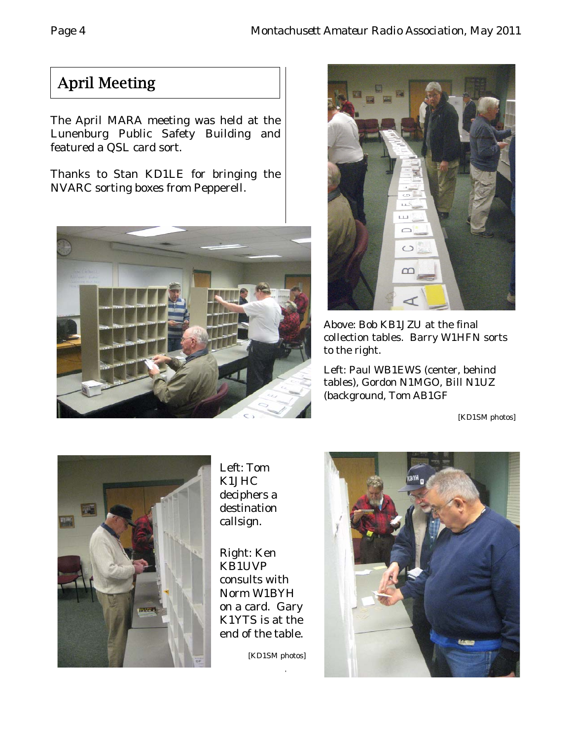## April Meeting

The April MARA meeting was held at the Lunenburg Public Safety Building and featured a QSL card sort.

Thanks to Stan KD1LE for bringing the NVARC sorting boxes from Pepperell.

Above: Bob KB1JZU at the final collection tables. Barry W1HFN sorts to the right.

Left: Paul WB1EWS (center, behind tables), Gordon N1MGO, Bill N1UZ (background, Tom AB1GF

[KD1SM photos]

Left: Tom K1JHC deciphers a destination callsign.

Right: Ken KB1UVP consults with Norm W1BYH on a card. Gary K1YTS is at the end of the table.

[KD1SM photos]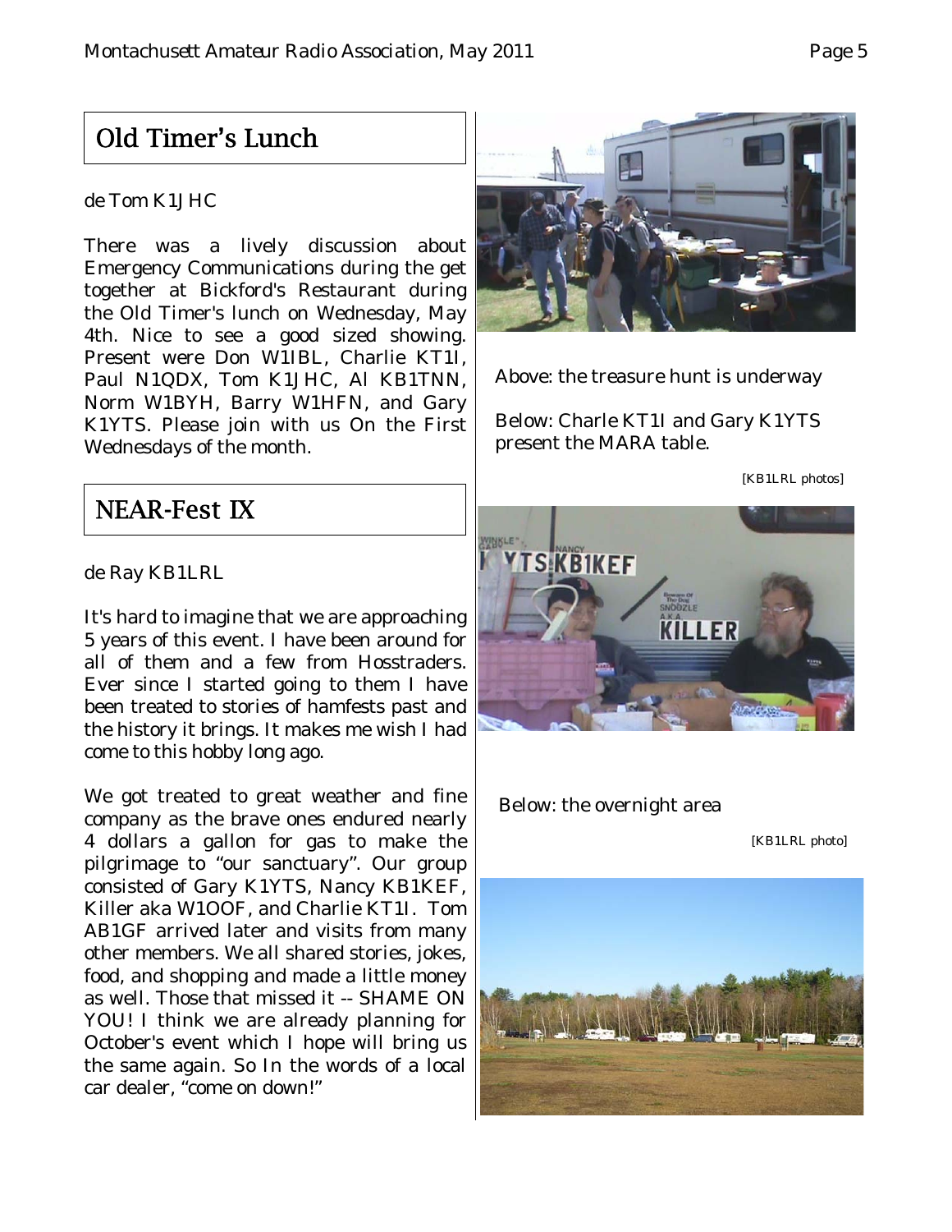## Old Timer's Lunch

de Tom K1JHC

There was a lively discussion about Emergency Communications during the get together at Bickford's Restaurant during the Old Timer's lunch on Wednesday, May 4th. Nice to see a good sized showing. Present were Don W1IBL, Charlie KT1I, Paul N1QDX, Tom K1JHC, Al KB1TNN, Norm W1BYH, Barry W1HFN, and Gary K1YTS. Please join with us On the First Wednesdays of the month.

## NEAR-Fest IX

de Ray KB1LRL

It's hard to imagine that we are approaching 5 years of this event. I have been around for all of them and a few from Hosstraders. Ever since I started going to them I have been treated to stories of hamfests past and the history it brings. It makes me wish I had come to this hobby long ago.

We got treated to great weather and fine company as the brave ones endured nearly 4 dollars a gallon for gas to make the pilgrimage to "our sanctuary". Our group consisted of Gary K1YTS, Nancy KB1KEF, Killer aka W1OOF, and Charlie KT1I. Tom AB1GF arrived later and visits from many other members. We all shared stories, jokes, food, and shopping and made a little money as well. Those that missed it -- SHAME ON YOU! I think we are already planning for October's event which I hope will bring us the same again. So In the words of a local car dealer, "come on down!"

Above: the treasure hunt is underway

Below: Charle KT1I and Gary K1YTS present the MARA table.

[KB1LRL photos]

Below: the overnight area

[KB1LRL photo]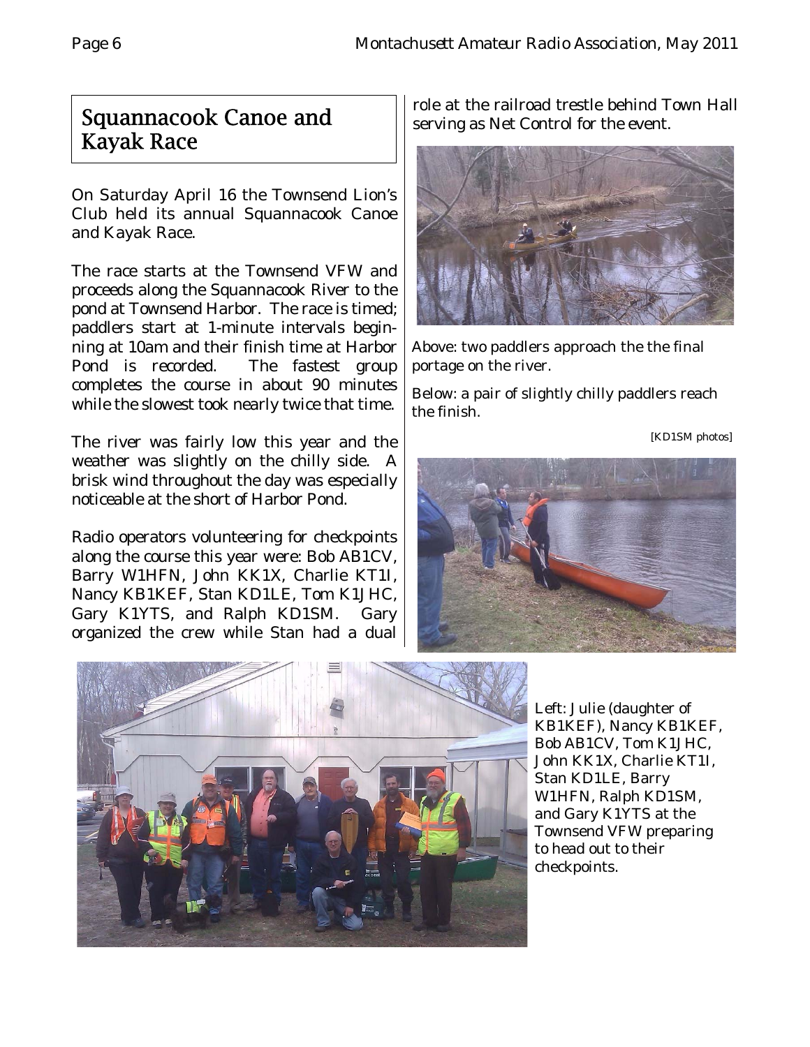## Squannacook Canoe and Kayak Race

On Saturday April 16 the Townsend Lion's Club held its annual Squannacook Canoe and Kayak Race.

The race starts at the Townsend VFW and proceeds along the Squannacook River to the pond at Townsend Harbor. The race is timed; paddlers start at 1-minute intervals beginning at 10am and their finish time at Harbor Pond is recorded. The fastest group completes the course in about 90 minutes while the slowest took nearly twice that time.

The river was fairly low this year and the weather was slightly on the chilly side. A brisk wind throughout the day was especially noticeable at the short of Harbor Pond.

Radio operators volunteering for checkpoints along the course this year were: Bob AB1CV, Barry W1HFN, John KK1X, Charlie KT1I, Nancy KB1KEF, Stan KD1LE, Tom K1JHC, Gary K1YTS, and Ralph KD1SM. Gary organized the crew while Stan had a dual role at the railroad trestle behind Town Hall serving as Net Control for the event.

*Above: two paddlers approach the the final portage on the river.*

*Below: a pair of slightly chilly paddlers reach the finish.*

[KD1SM photos]

Left: Julie (daughter of KB1KEF), Nancy KB1KEF, Bob AB1CV, Tom K1JHC, John KK1X, Charlie KT1I, Stan KD1LE, Barry W1HFN, Ralph KD1SM, and Gary K1YTS at the Townsend VFW preparing to head out to their checkpoints.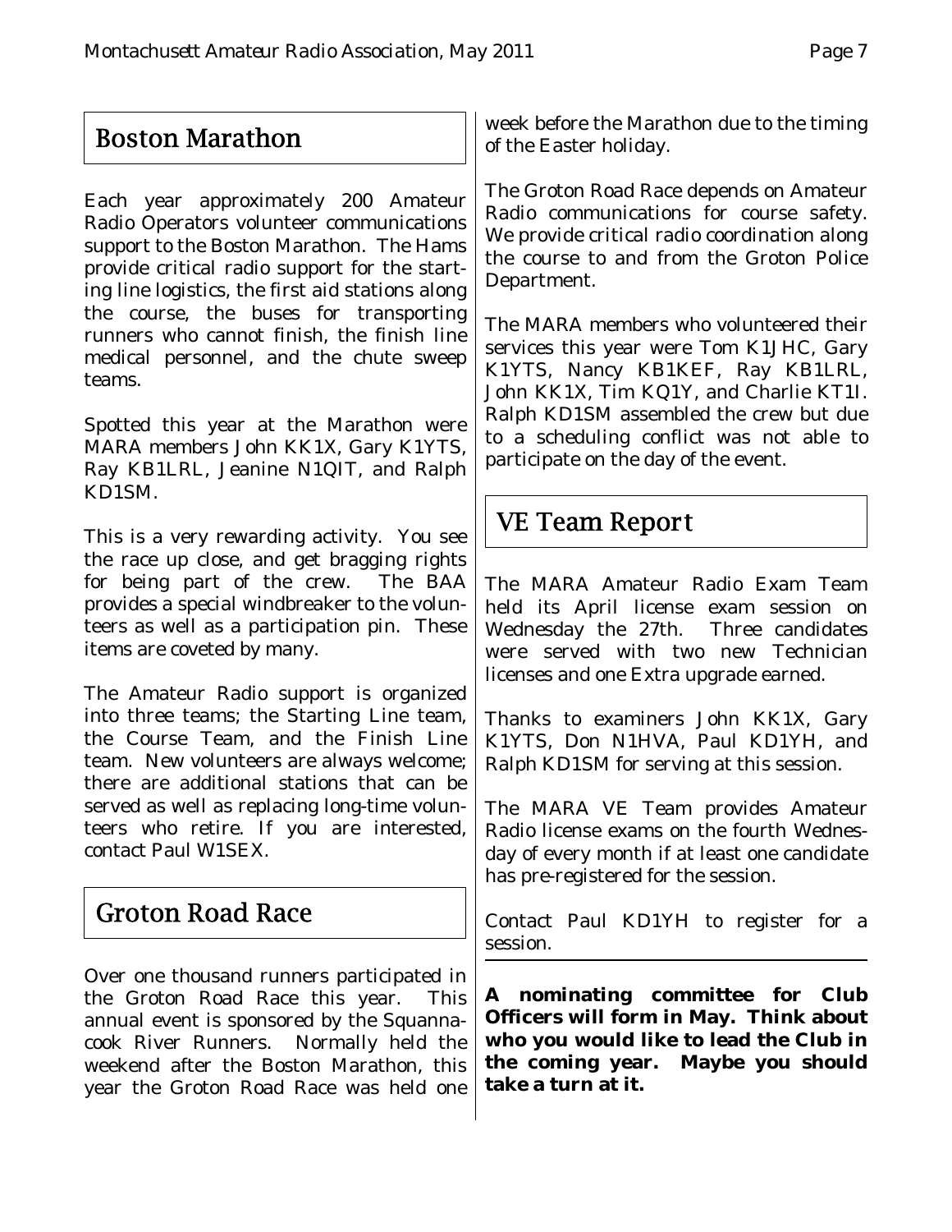## Boston Marathon

Each year approximately 200 Amateur Radio Operators volunteer communications support to the Boston Marathon. The Hams provide critical radio support for the starting line logistics, the first aid stations along the course, the buses for transporting runners who cannot finish, the finish line medical personnel, and the chute sweep teams.

Spotted this year at the Marathon were MARA members John KK1X, Gary K1YTS, Ray KB1LRL, Jeanine N1QIT, and Ralph KD1SM.

This is a very rewarding activity. You see the race up close, and get bragging rights for being part of the crew. The BAA provides a special windbreaker to the volunteers as well as a participation pin. These items are coveted by many.

The Amateur Radio support is organized into three teams; the Starting Line team, the Course Team, and the Finish Line team. New volunteers are always welcome; there are additional stations that can be served as well as replacing long-time volunteers who retire. If you are interested, contact Paul W1SEX.

## Groton Road Race

Over one thousand runners participated in the Groton Road Race this year. This annual event is sponsored by the Squannacook River Runners. Normally held the weekend after the Boston Marathon, this year the Groton Road Race was held one week before the Marathon due to the timing of the Easter holiday.

The Groton Road Race depends on Amateur Radio communications for course safety. We provide critical radio coordination along the course to and from the Groton Police Department.

The MARA members who volunteered their services this year were Tom K1JHC, Gary K1YTS, Nancy KB1KEF, Ray KB1LRL, John KK1X, Tim KQ1Y, and Charlie KT1I. Ralph KD1SM assembled the crew but due to a scheduling conflict was not able to participate on the day of the event.

## VE Team Report

The MARA Amateur Radio Exam Team held its April license exam session on Wednesday the 27th. Three candidates were served with two new Technician licenses and one Extra upgrade earned.

Thanks to examiners John KK1X, Gary K1YTS, Don N1HVA, Paul KD1YH, and Ralph KD1SM for serving at this session.

The MARA VE Team provides Amateur Radio license exams on the fourth Wednesday of every month if at least one candidate has pre-registered for the session.

Contact Paul KD1YH to register for a session.

---

**A nominating committee for Club Officers will form in May. Think about who you would like to lead the Club in the coming year. Maybe you should take a turn at it.**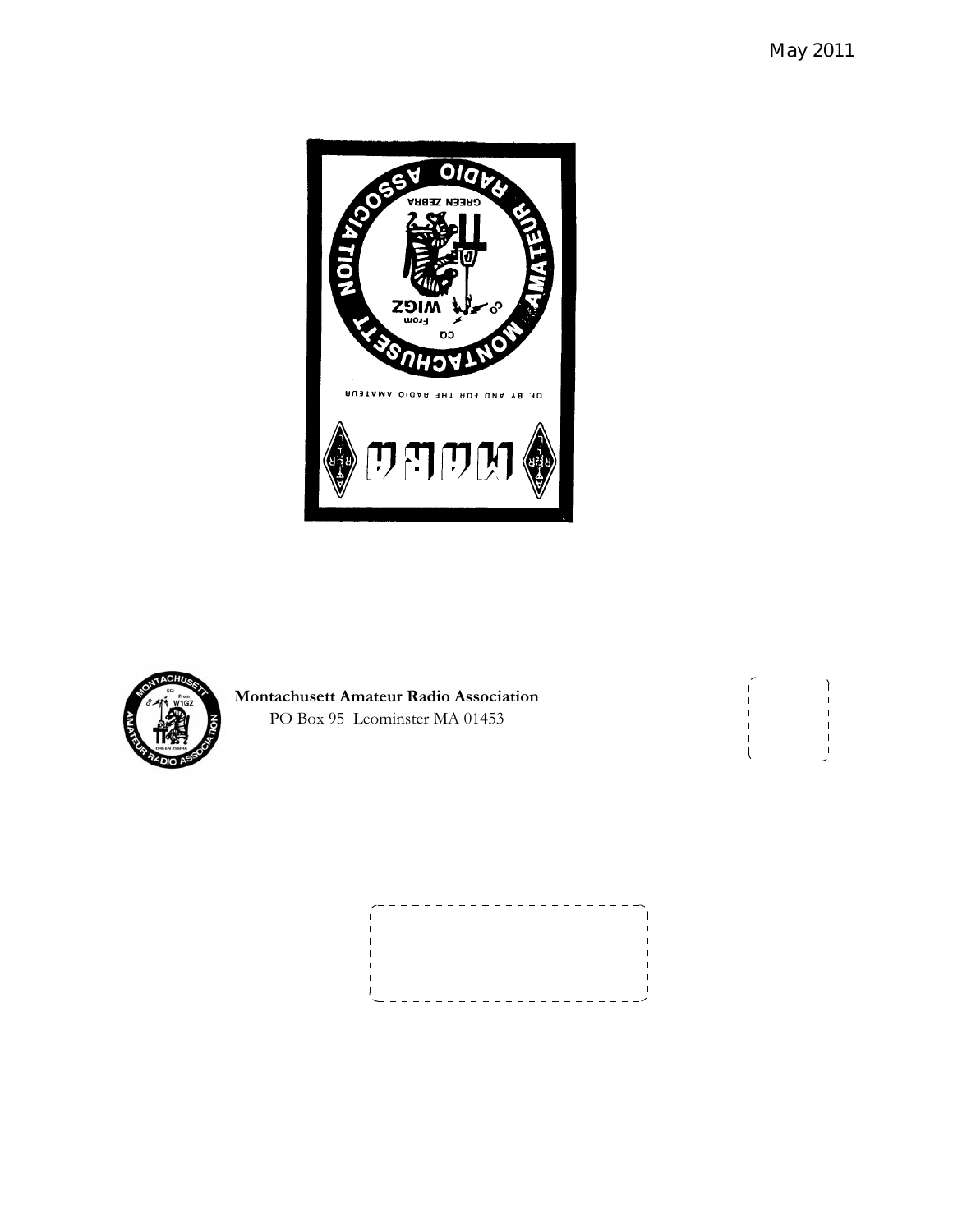Montachusett Amateur Radio Association

PO Box 95 Leominster MA 01453